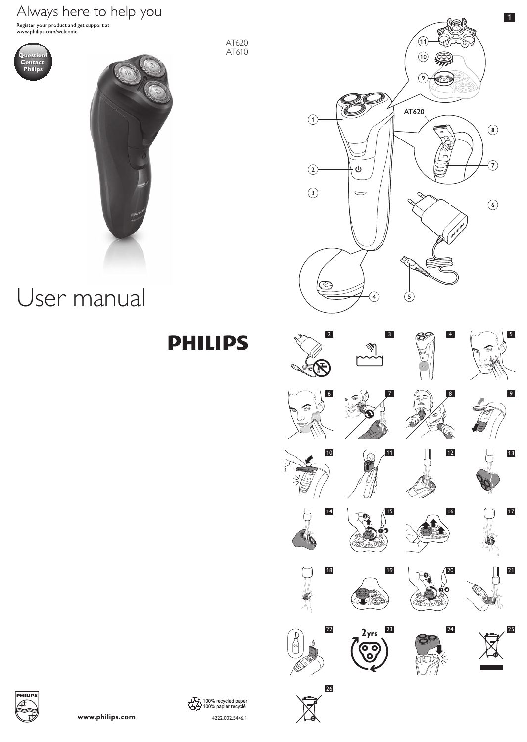# Always here to help you

Register your product and get support at
www.philips.com/welcome

Question? Contact Philips

AT620
AT610

# User manual

PHILIPS

www.philips.com

100% recycled paper
100% papier recyclé

4222.002.5446.1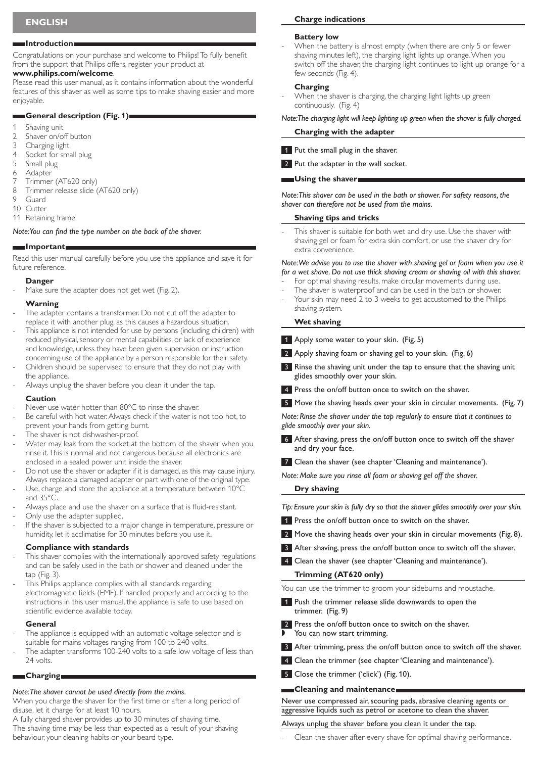# ENGLISH

## Introduction

Congratulations on your purchase and welcome to Philips! To fully benefit from the support that Philips offers, register your product at **www.philips.com/welcome**.

Please read this user manual, as it contains information about the wonderful features of this shaver as well as some tips to make shaving easier and more enjoyable.

## General description (Fig. 1)

1. Shaving unit
2. Shaver on/off button
3. Charging light
4. Socket for small plug
5. Small plug
6. Adapter
7. Trimmer (AT620 only)
8. Trimmer release slide (AT620 only)
9. Guard
10. Cutter
11. Retaining frame

*Note: You can find the type number on the back of the shaver.*

## Important

Read this user manual carefully before you use the appliance and save it for future reference.

### Danger

- Make sure the adapter does not get wet (Fig. 2).

### Warning

- The adapter contains a transformer. Do not cut off the adapter to replace it with another plug, as this causes a hazardous situation.
- This appliance is not intended for use by persons (including children) with reduced physical, sensory or mental capabilities, or lack of experience and knowledge, unless they have been given supervision or instruction concerning use of the appliance by a person responsible for their safety.
- Children should be supervised to ensure that they do not play with the appliance.
- Always unplug the shaver before you clean it under the tap.

### Caution

- Never use water hotter than 80°C to rinse the shaver.
- Be careful with hot water. Always check if the water is not too hot, to prevent your hands from getting burnt.
- The shaver is not dishwasher-proof.
- Water may leak from the socket at the bottom of the shaver when you rinse it. This is normal and not dangerous because all electronics are enclosed in a sealed power unit inside the shaver.
- Do not use the shaver or adapter if it is damaged, as this may cause injury. Always replace a damaged adapter or part with one of the original type.
- Use, charge and store the appliance at a temperature between 10°C and 35°C.
- Always place and use the shaver on a surface that is fluid-resistant.
- Only use the adapter supplied.
- If the shaver is subjected to a major change in temperature, pressure or humidity, let it acclimatise for 30 minutes before you use it.

### Compliance with standards

- This shaver complies with the internationally approved safety regulations and can be safely used in the bath or shower and cleaned under the tap (Fig. 3).
- This Philips appliance complies with all standards regarding electromagnetic fields (EMF). If handled properly and according to the instructions in this user manual, the appliance is safe to use based on scientific evidence available today.

### General

- The appliance is equipped with an automatic voltage selector and is suitable for mains voltages ranging from 100 to 240 volts.
- The adapter transforms 100-240 volts to a safe low voltage of less than 24 volts.

## Charging

*Note: The shaver cannot be used directly from the mains.*

When you charge the shaver for the first time or after a long period of disuse, let it charge for at least 10 hours.

A fully charged shaver provides up to 30 minutes of shaving time.

The shaving time may be less than expected as a result of your shaving behaviour, your cleaning habits or your beard type.

### Charge indications

#### Battery low

- When the battery is almost empty (when there are only 5 or fewer shaving minutes left), the charging light lights up orange. When you switch off the shaver, the charging light continues to light up orange for a few seconds (Fig. 4).

#### Charging

- When the shaver is charging, the charging light lights up green continuously. (Fig. 4)

*Note: The charging light will keep lighting up green when the shaver is fully charged.*

### Charging with the adapter

1. Put the small plug in the shaver.
2. Put the adapter in the wall socket.

## Using the shaver

*Note: This shaver can be used in the bath or shower. For safety reasons, the shaver can therefore not be used from the mains.*

### Shaving tips and tricks

- This shaver is suitable for both wet and dry use. Use the shaver with shaving gel or foam for extra skin comfort, or use the shaver dry for extra convenience.

*Note: We advise you to use the shaver with shaving gel or foam when you use it for a wet shave. Do not use thick shaving cream or shaving oil with this shaver.*

- For optimal shaving results, make circular movements during use.
- The shaver is waterproof and can be used in the bath or shower.
- Your skin may need 2 to 3 weeks to get accustomed to the Philips shaving system.

### Wet shaving

1. Apply some water to your skin. (Fig. 5)
2. Apply shaving foam or shaving gel to your skin. (Fig. 6)
3. Rinse the shaving unit under the tap to ensure that the shaving unit glides smoothly over your skin.
4. Press the on/off button once to switch on the shaver.
5. Move the shaving heads over your skin in circular movements. (Fig. 7)

*Note: Rinse the shaver under the tap regularly to ensure that it continues to glide smoothly over your skin.*

6. After shaving, press the on/off button once to switch off the shaver and dry your face.
7. Clean the shaver (see chapter 'Cleaning and maintenance').

*Note: Make sure you rinse all foam or shaving gel off the shaver.*

### Dry shaving

*Tip: Ensure your skin is fully dry so that the shaver glides smoothly over your skin.*

1. Press the on/off button once to switch on the shaver.
2. Move the shaving heads over your skin in circular movements (Fig. 8).
3. After shaving, press the on/off button once to switch off the shaver.
4. Clean the shaver (see chapter 'Cleaning and maintenance').

### Trimming (AT620 only)

You can use the trimmer to groom your sideburns and moustache.

1. Push the trimmer release slide downwards to open the trimmer. (Fig. 9)
2. Press the on/off button once to switch on the shaver.
   - You can now start trimming.
3. After trimming, press the on/off button once to switch off the shaver.
4. Clean the trimmer (see chapter 'Cleaning and maintenance').
5. Close the trimmer ('click') (Fig. 10).

## Cleaning and maintenance

Never use compressed air, scouring pads, abrasive cleaning agents or aggressive liquids such as petrol or acetone to clean the shaver.

Always unplug the shaver before you clean it under the tap.

- Clean the shaver after every shave for optimal shaving performance.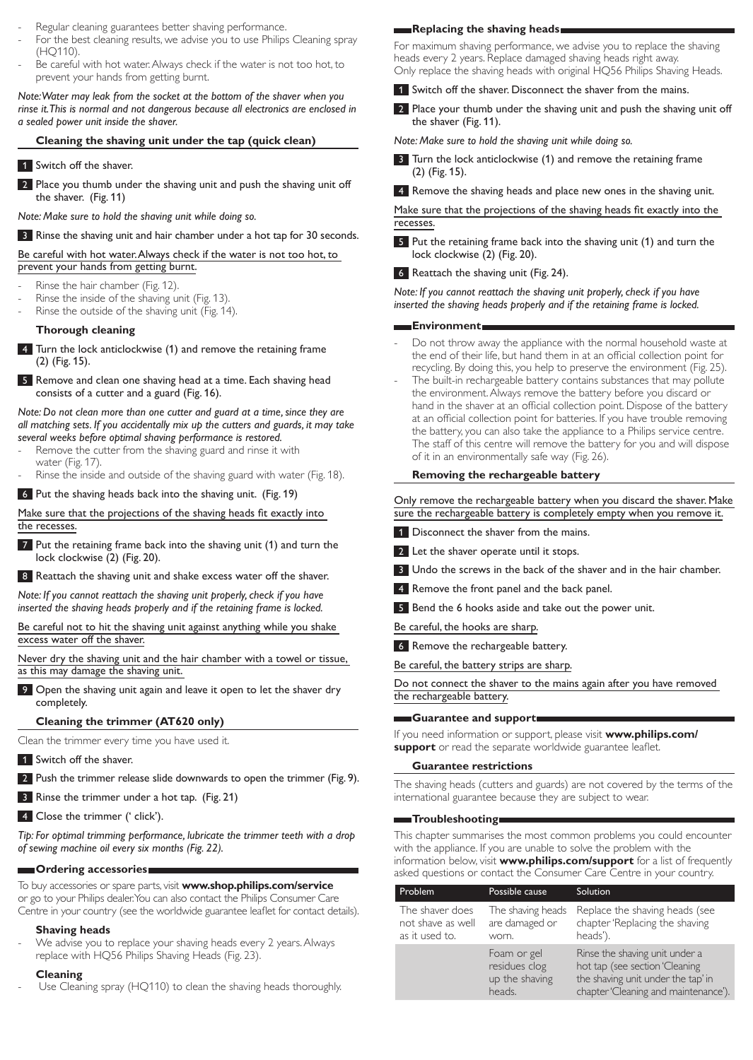- Regular cleaning guarantees better shaving performance.
- For the best cleaning results, we advise you to use Philips Cleaning spray (HQ110).
- Be careful with hot water. Always check if the water is not too hot, to prevent your hands from getting burnt.

*Note: Water may leak from the socket at the bottom of the shaver when you rinse it. This is normal and not dangerous because all electronics are enclosed in a sealed power unit inside the shaver.*

### Cleaning the shaving unit under the tap (quick clean)

1. Switch off the shaver.
2. Place you thumb under the shaving unit and push the shaving unit off the shaver. (Fig. 11)

*Note: Make sure to hold the shaving unit while doing so.*

3. Rinse the shaving unit and hair chamber under a hot tap for 30 seconds.

Be careful with hot water. Always check if the water is not too hot, to prevent your hands from getting burnt.

- Rinse the hair chamber (Fig. 12).
- Rinse the inside of the shaving unit (Fig. 13).
- Rinse the outside of the shaving unit (Fig. 14).

### Thorough cleaning

4. Turn the lock anticlockwise (1) and remove the retaining frame (2) (Fig. 15).
5. Remove and clean one shaving head at a time. Each shaving head consists of a cutter and a guard (Fig. 16).

*Note: Do not clean more than one cutter and guard at a time, since they are all matching sets. If you accidentally mix up the cutters and guards, it may take several weeks before optimal shaving performance is restored.*

- Remove the cutter from the shaving guard and rinse it with water (Fig. 17).
- Rinse the inside and outside of the shaving guard with water (Fig. 18).

6. Put the shaving heads back into the shaving unit. (Fig. 19)

Make sure that the projections of the shaving heads fit exactly into the recesses.

7. Put the retaining frame back into the shaving unit (1) and turn the lock clockwise (2) (Fig. 20).
8. Reattach the shaving unit and shake excess water off the shaver.

*Note: If you cannot reattach the shaving unit properly, check if you have inserted the shaving heads properly and if the retaining frame is locked.*

Be careful not to hit the shaving unit against anything while you shake excess water off the shaver.

Never dry the shaving unit and the hair chamber with a towel or tissue, as this may damage the shaving unit.

9. Open the shaving unit again and leave it open to let the shaver dry completely.

### Cleaning the trimmer (AT620 only)

Clean the trimmer every time you have used it.

1. Switch off the shaver.
2. Push the trimmer release slide downwards to open the trimmer (Fig. 9).
3. Rinse the trimmer under a hot tap. (Fig. 21)
4. Close the trimmer (' click').

*Tip: For optimal trimming performance, lubricate the trimmer teeth with a drop of sewing machine oil every six months (Fig. 22).*

## Ordering accessories

To buy accessories or spare parts, visit **www.shop.philips.com/service** or go to your Philips dealer. You can also contact the Philips Consumer Care Centre in your country (see the worldwide guarantee leaflet for contact details).

### Shaving heads

- We advise you to replace your shaving heads every 2 years. Always replace with HQ56 Philips Shaving Heads (Fig. 23).

### Cleaning

- Use Cleaning spray (HQ110) to clean the shaving heads thoroughly.

## Replacing the shaving heads

For maximum shaving performance, we advise you to replace the shaving heads every 2 years. Replace damaged shaving heads right away. Only replace the shaving heads with original HQ56 Philips Shaving Heads.

1. Switch off the shaver. Disconnect the shaver from the mains.
2. Place your thumb under the shaving unit and push the shaving unit off the shaver (Fig. 11).

*Note: Make sure to hold the shaving unit while doing so.*

3. Turn the lock anticlockwise (1) and remove the retaining frame (2) (Fig. 15).
4. Remove the shaving heads and place new ones in the shaving unit.

Make sure that the projections of the shaving heads fit exactly into the recesses.

5. Put the retaining frame back into the shaving unit (1) and turn the lock clockwise (2) (Fig. 20).
6. Reattach the shaving unit (Fig. 24).

*Note: If you cannot reattach the shaving unit properly, check if you have inserted the shaving heads properly and if the retaining frame is locked.*

## Environment

- Do not throw away the appliance with the normal household waste at the end of their life, but hand them in at an official collection point for recycling. By doing this, you help to preserve the environment (Fig. 25).
- The built-in rechargeable battery contains substances that may pollute the environment. Always remove the battery before you discard or hand in the shaver at an official collection point. Dispose of the battery at an official collection point for batteries. If you have trouble removing the battery, you can also take the appliance to a Philips service centre. The staff of this centre will remove the battery for you and will dispose of it in an environmentally safe way (Fig. 26).

### Removing the rechargeable battery

Only remove the rechargeable battery when you discard the shaver. Make sure the rechargeable battery is completely empty when you remove it.

1. Disconnect the shaver from the mains.
2. Let the shaver operate until it stops.
3. Undo the screws in the back of the shaver and in the hair chamber.
4. Remove the front panel and the back panel.
5. Bend the 6 hooks aside and take out the power unit.

Be careful, the hooks are sharp.

6. Remove the rechargeable battery.

Be careful, the battery strips are sharp.

Do not connect the shaver to the mains again after you have removed the rechargeable battery.

## Guarantee and support

If you need information or support, please visit **www.philips.com/support** or read the separate worldwide guarantee leaflet.

### Guarantee restrictions

The shaving heads (cutters and guards) are not covered by the terms of the international guarantee because they are subject to wear.

## Troubleshooting

This chapter summarises the most common problems you could encounter with the appliance. If you are unable to solve the problem with the information below, visit **www.philips.com/support** for a list of frequently asked questions or contact the Consumer Care Centre in your country.

| Problem | Possible cause | Solution |
|---|---|---|
| The shaver does not shave as well as it used to. | The shaving heads are damaged or worn. | Replace the shaving heads (see chapter 'Replacing the shaving heads'). |
| | Foam or gel residues clog up the shaving heads. | Rinse the shaving unit under a hot tap (see section 'Cleaning the shaving unit under the tap' in chapter 'Cleaning and maintenance'). |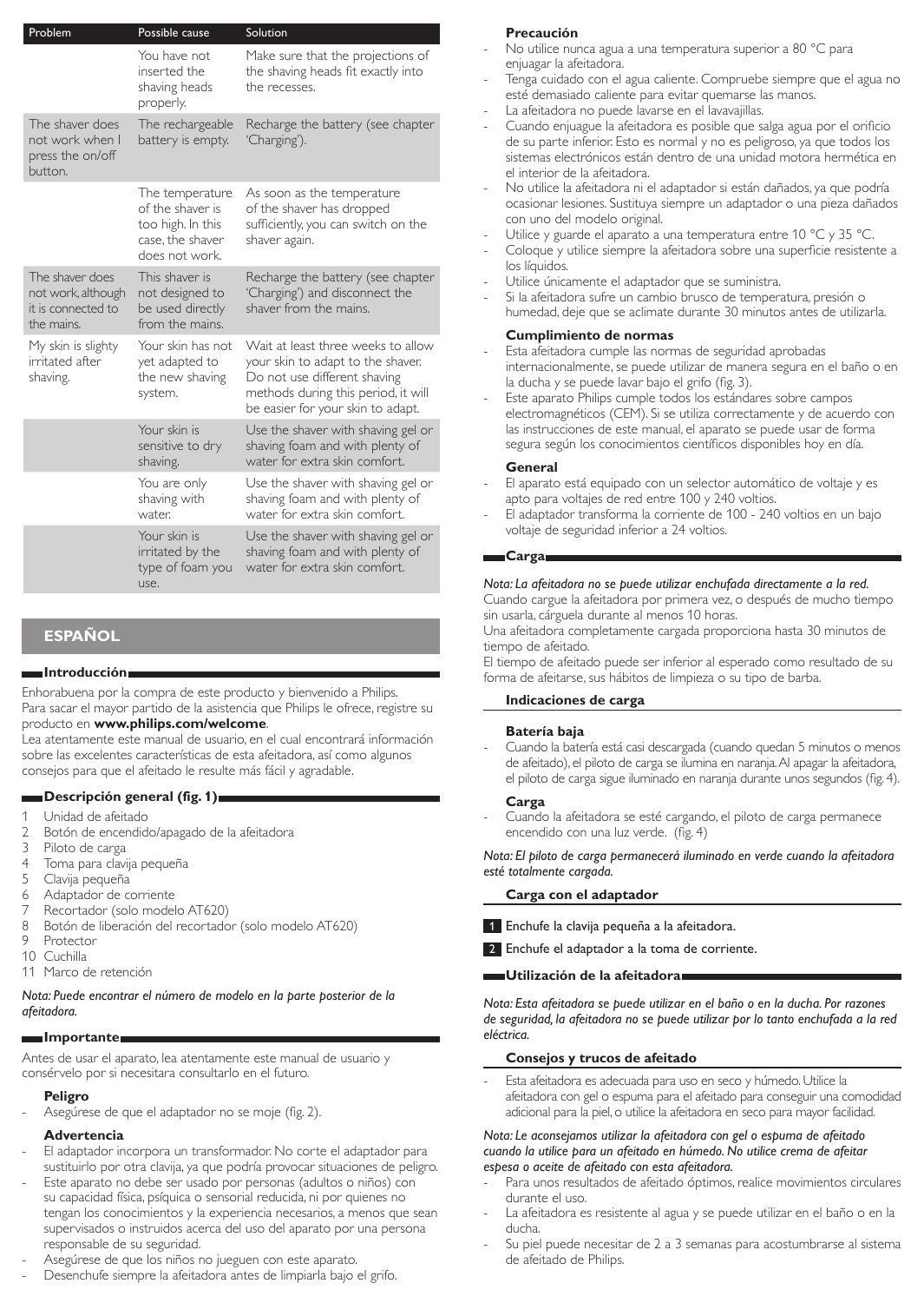| Problem | Possible cause | Solution |
|---|---|---|
| | You have not inserted the shaving heads properly. | Make sure that the projections of the shaving heads fit exactly into the recesses. |
| The shaver does not work when I press the on/off button. | The rechargeable battery is empty. | Recharge the battery (see chapter 'Charging'). |
| | The temperature of the shaver is too high. In this case, the shaver does not work. | As soon as the temperature of the shaver has dropped sufficiently, you can switch on the shaver again. |
| The shaver does not work, although it is connected to the mains. | This shaver is not designed to be used directly from the mains. | Recharge the battery (see chapter 'Charging') and disconnect the shaver from the mains. |
| My skin is slighty irritated after shaving. | Your skin has not yet adapted to the new shaving system. | Wait at least three weeks to allow your skin to adapt to the shaver. Do not use different shaving methods during this period, it will be easier for your skin to adapt. |
| | Your skin is sensitive to dry shaving. | Use the shaver with shaving gel or shaving foam and with plenty of water for extra skin comfort. |
| | You are only shaving with water. | Use the shaver with shaving gel or shaving foam and with plenty of water for extra skin comfort. |
| | Your skin is irritated by the type of foam you use. | Use the shaver with shaving gel or shaving foam and with plenty of water for extra skin comfort. |

# ESPAÑOL

## Introducción

Enhorabuena por la compra de este producto y bienvenido a Philips. Para sacar el mayor partido de la asistencia que Philips le ofrece, registre su producto en **www.philips.com/welcome**.

Lea atentamente este manual de usuario, en el cual encontrará información sobre las excelentes características de esta afeitadora, así como algunos consejos para que el afeitado le resulte más fácil y agradable.

## Descripción general (fig. 1)

1. Unidad de afeitado
2. Botón de encendido/apagado de la afeitadora
3. Piloto de carga
4. Toma para clavija pequeña
5. Clavija pequeña
6. Adaptador de corriente
7. Recortador (solo modelo AT620)
8. Botón de liberación del recortador (solo modelo AT620)
9. Protector
10. Cuchilla
11. Marco de retención

*Nota: Puede encontrar el número de modelo en la parte posterior de la afeitadora.*

## Importante

Antes de usar el aparato, lea atentamente este manual de usuario y consérvelo por si necesitara consultarlo en el futuro.

### Peligro

- Asegúrese de que el adaptador no se moje (fig. 2).

### Advertencia

- El adaptador incorpora un transformador. No corte el adaptador para sustituirlo por otra clavija, ya que podría provocar situaciones de peligro.
- Este aparato no debe ser usado por personas (adultos o niños) con su capacidad física, psíquica o sensorial reducida, ni por quienes no tengan los conocimientos y la experiencia necesarios, a menos que sean supervisados o instruidos acerca del uso del aparato por una persona responsable de su seguridad.
- Asegúrese de que los niños no jueguen con este aparato.
- Desenchufe siempre la afeitadora antes de limpiarla bajo el grifo.

### Precaución

- No utilice nunca agua a una temperatura superior a 80 °C para enjuagar la afeitadora.
- Tenga cuidado con el agua caliente. Compruebe siempre que el agua no esté demasiado caliente para evitar quemarse las manos.
- La afeitadora no puede lavarse en el lavavajillas.
- Cuando enjuague la afeitadora es posible que salga agua por el orificio de su parte inferior. Esto es normal y no es peligroso, ya que todos los sistemas electrónicos están dentro de una unidad motora hermética en el interior de la afeitadora.
- No utilice la afeitadora ni el adaptador si están dañados, ya que podría ocasionar lesiones. Sustituya siempre un adaptador o una pieza dañados con uno del modelo original.
- Utilice y guarde el aparato a una temperatura entre 10 °C y 35 °C.
- Coloque y utilice siempre la afeitadora sobre una superficie resistente a los líquidos.
- Utilice únicamente el adaptador que se suministra.
- Si la afeitadora sufre un cambio brusco de temperatura, presión o humedad, deje que se aclimate durante 30 minutos antes de utilizarla.

### Cumplimiento de normas

- Esta afeitadora cumple las normas de seguridad aprobadas internacionalmente, se puede utilizar de manera segura en el baño o en la ducha y se puede lavar bajo el grifo (fig. 3).
- Este aparato Philips cumple todos los estándares sobre campos electromagnéticos (CEM). Si se utiliza correctamente y de acuerdo con las instrucciones de este manual, el aparato se puede usar de forma segura según los conocimientos científicos disponibles hoy en día.

### General

- El aparato está equipado con un selector automático de voltaje y es apto para voltajes de red entre 100 y 240 voltios.
- El adaptador transforma la corriente de 100 - 240 voltios en un bajo voltaje de seguridad inferior a 24 voltios.

## Carga

*Nota: La afeitadora no se puede utilizar enchufada directamente a la red.*

Cuando cargue la afeitadora por primera vez, o después de mucho tiempo sin usarla, cárguela durante al menos 10 horas.

Una afeitadora completamente cargada proporciona hasta 30 minutos de tiempo de afeitado.

El tiempo de afeitado puede ser inferior al esperado como resultado de su forma de afeitarse, sus hábitos de limpieza o su tipo de barba.

### Indicaciones de carga

### Batería baja

- Cuando la batería está casi descargada (cuando quedan 5 minutos o menos de afeitado), el piloto de carga se ilumina en naranja. Al apagar la afeitadora, el piloto de carga sigue iluminado en naranja durante unos segundos (fig. 4).

### Carga

- Cuando la afeitadora se esté cargando, el piloto de carga permanece encendido con una luz verde. (fig. 4)

*Nota: El piloto de carga permanecerá iluminado en verde cuando la afeitadora esté totalmente cargada.*

### Carga con el adaptador

1. Enchufe la clavija pequeña a la afeitadora.
2. Enchufe el adaptador a la toma de corriente.

## Utilización de la afeitadora

*Nota: Esta afeitadora se puede utilizar en el baño o en la ducha. Por razones de seguridad, la afeitadora no se puede utilizar por lo tanto enchufada a la red eléctrica.*

### Consejos y trucos de afeitado

- Esta afeitadora es adecuada para uso en seco y húmedo. Utilice la afeitadora con gel o espuma para el afeitado para conseguir una comodidad adicional para la piel, o utilice la afeitadora en seco para mayor facilidad.

*Nota: Le aconsejamos utilizar la afeitadora con gel o espuma de afeitado cuando la utilice para un afeitado en húmedo. No utilice crema de afeitar espesa o aceite de afeitado con esta afeitadora.*

- Para unos resultados de afeitado óptimos, realice movimientos circulares durante el uso.
- La afeitadora es resistente al agua y se puede utilizar en el baño o en la ducha.
- Su piel puede necesitar de 2 a 3 semanas para acostumbrarse al sistema de afeitado de Philips.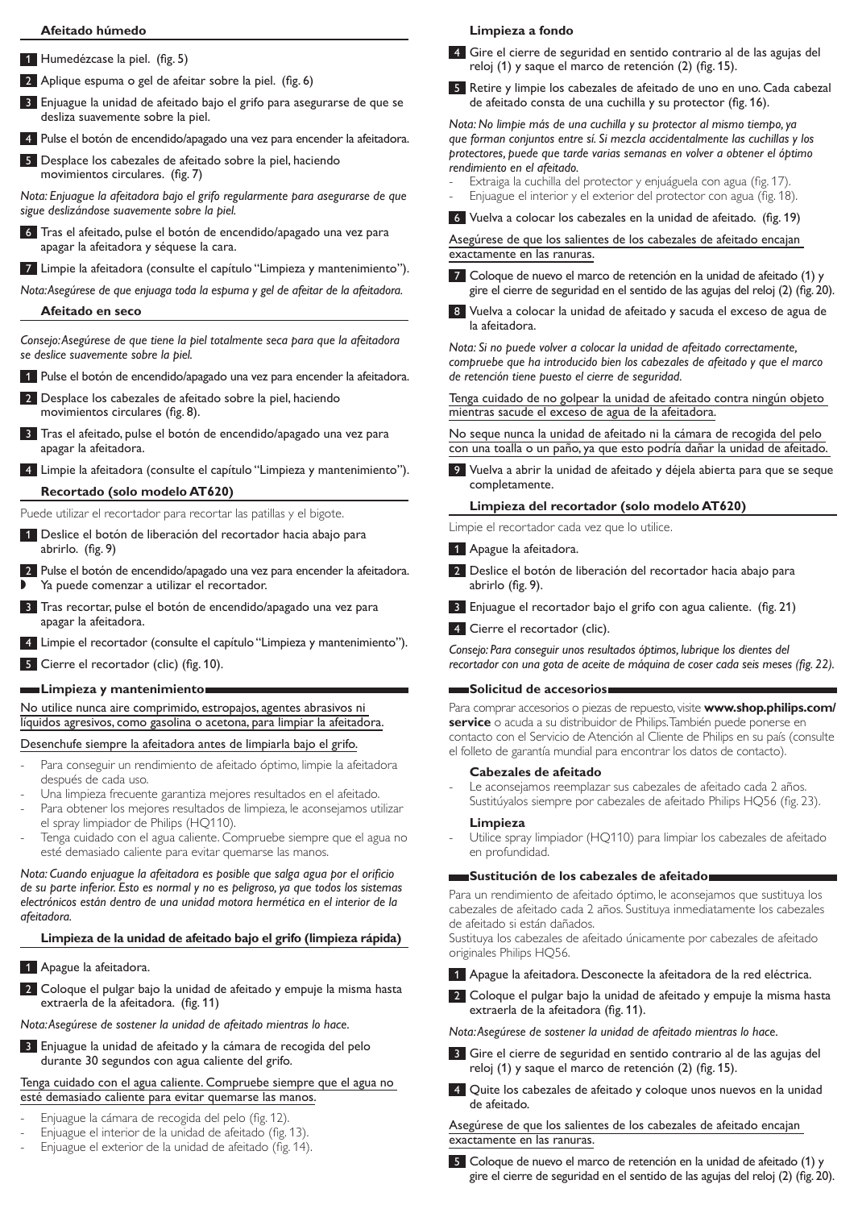### Afeitado húmedo

1. Humedézcase la piel. (fig. 5)
2. Aplique espuma o gel de afeitar sobre la piel. (fig. 6)
3. Enjuague la unidad de afeitado bajo el grifo para asegurarse de que se desliza suavemente sobre la piel.
4. Pulse el botón de encendido/apagado una vez para encender la afeitadora.
5. Desplace los cabezales de afeitado sobre la piel, haciendo movimientos circulares. (fig. 7)

*Nota: Enjuague la afeitadora bajo el grifo regularmente para asegurarse de que sigue deslizándose suavemente sobre la piel.*

6. Tras el afeitado, pulse el botón de encendido/apagado una vez para apagar la afeitadora y séquese la cara.
7. Limpie la afeitadora (consulte el capítulo “Limpieza y mantenimiento”).

*Nota: Asegúrese de que enjuaga toda la espuma y gel de afeitar de la afeitadora.*

### Afeitado en seco

*Consejo: Asegúrese de que tiene la piel totalmente seca para que la afeitadora se deslice suavemente sobre la piel.*

1. Pulse el botón de encendido/apagado una vez para encender la afeitadora.
2. Desplace los cabezales de afeitado sobre la piel, haciendo movimientos circulares (fig. 8).
3. Tras el afeitado, pulse el botón de encendido/apagado una vez para apagar la afeitadora.
4. Limpie la afeitadora (consulte el capítulo “Limpieza y mantenimiento”).

### Recortado (solo modelo AT620)

Puede utilizar el recortador para recortar las patillas y el bigote.

1. Deslice el botón de liberación del recortador hacia abajo para abrirlo. (fig. 9)
2. Pulse el botón de encendido/apagado una vez para encender la afeitadora.
   - Ya puede comenzar a utilizar el recortador.
3. Tras recortar, pulse el botón de encendido/apagado una vez para apagar la afeitadora.
4. Limpie el recortador (consulte el capítulo “Limpieza y mantenimiento”).
5. Cierre el recortador (clic) (fig. 10).

## Limpieza y mantenimiento

No utilice nunca aire comprimido, estropajos, agentes abrasivos ni líquidos agresivos, como gasolina o acetona, para limpiar la afeitadora.

Desenchufe siempre la afeitadora antes de limpiarla bajo el grifo.

- Para conseguir un rendimiento de afeitado óptimo, limpie la afeitadora después de cada uso.
- Una limpieza frecuente garantiza mejores resultados en el afeitado.
- Para obtener los mejores resultados de limpieza, le aconsejamos utilizar el spray limpiador de Philips (HQ110).
- Tenga cuidado con el agua caliente. Compruebe siempre que el agua no esté demasiado caliente para evitar quemarse las manos.

*Nota: Cuando enjuague la afeitadora es posible que salga agua por el orificio de su parte inferior. Esto es normal y no es peligroso, ya que todos los sistemas electrónicos están dentro de una unidad motora hermética en el interior de la afeitadora.*

### Limpieza de la unidad de afeitado bajo el grifo (limpieza rápida)

1. Apague la afeitadora.
2. Coloque el pulgar bajo la unidad de afeitado y empuje la misma hasta extraerla de la afeitadora. (fig. 11)

*Nota: Asegúrese de sostener la unidad de afeitado mientras lo hace.*

3. Enjuague la unidad de afeitado y la cámara de recogida del pelo durante 30 segundos con agua caliente del grifo.

Tenga cuidado con el agua caliente. Compruebe siempre que el agua no esté demasiado caliente para evitar quemarse las manos.

- Enjuague la cámara de recogida del pelo (fig. 12).
- Enjuague el interior de la unidad de afeitado (fig. 13).
- Enjuague el exterior de la unidad de afeitado (fig. 14).

### Limpieza a fondo

4. Gire el cierre de seguridad en sentido contrario al de las agujas del reloj (1) y saque el marco de retención (2) (fig. 15).
5. Retire y limpie los cabezales de afeitado de uno en uno. Cada cabezal de afeitado consta de una cuchilla y su protector (fig. 16).

*Nota: No limpie más de una cuchilla y su protector al mismo tiempo, ya que forman conjuntos entre sí. Si mezcla accidentalmente las cuchillas y los protectores, puede que tarde varias semanas en volver a obtener el óptimo rendimiento en el afeitado.*

- Extraiga la cuchilla del protector y enjuáguela con agua (fig. 17).
- Enjuague el interior y el exterior del protector con agua (fig. 18).

6. Vuelva a colocar los cabezales en la unidad de afeitado. (fig. 19)

Asegúrese de que los salientes de los cabezales de afeitado encajan exactamente en las ranuras.

7. Coloque de nuevo el marco de retención en la unidad de afeitado (1) y gire el cierre de seguridad en el sentido de las agujas del reloj (2) (fig. 20).
8. Vuelva a colocar la unidad de afeitado y sacuda el exceso de agua de la afeitadora.

*Nota: Si no puede volver a colocar la unidad de afeitado correctamente, compruebe que ha introducido bien los cabezales de afeitado y que el marco de retención tiene puesto el cierre de seguridad.*

Tenga cuidado de no golpear la unidad de afeitado contra ningún objeto mientras sacude el exceso de agua de la afeitadora.

No seque nunca la unidad de afeitado ni la cámara de recogida del pelo con una toalla o un paño, ya que esto podría dañar la unidad de afeitado.

9. Vuelva a abrir la unidad de afeitado y déjela abierta para que se seque completamente.

### Limpieza del recortador (solo modelo AT620)

Limpie el recortador cada vez que lo utilice.

1. Apague la afeitadora.
2. Deslice el botón de liberación del recortador hacia abajo para abrirlo (fig. 9).
3. Enjuague el recortador bajo el grifo con agua caliente. (fig. 21)
4. Cierre el recortador (clic).

*Consejo: Para conseguir unos resultados óptimos, lubrique los dientes del recortador con una gota de aceite de máquina de coser cada seis meses (fig. 22).*

## Solicitud de accesorios

Para comprar accesorios o piezas de repuesto, visite **www.shop.philips.com/service** o acuda a su distribuidor de Philips. También puede ponerse en contacto con el Servicio de Atención al Cliente de Philips en su país (consulte el folleto de garantía mundial para encontrar los datos de contacto).

### Cabezales de afeitado

- Le aconsejamos reemplazar sus cabezales de afeitado cada 2 años. Sustitúyalos siempre por cabezales de afeitado Philips HQ56 (fig. 23).

### Limpieza

- Utilice spray limpiador (HQ110) para limpiar los cabezales de afeitado en profundidad.

## Sustitución de los cabezales de afeitado

Para un rendimiento de afeitado óptimo, le aconsejamos que sustituya los cabezales de afeitado cada 2 años. Sustituya inmediatamente los cabezales de afeitado si están dañados.
Sustituya los cabezales de afeitado únicamente por cabezales de afeitado originales Philips HQ56.

1. Apague la afeitadora. Desconecte la afeitadora de la red eléctrica.
2. Coloque el pulgar bajo la unidad de afeitado y empuje la misma hasta extraerla de la afeitadora (fig. 11).

*Nota: Asegúrese de sostener la unidad de afeitado mientras lo hace.*

3. Gire el cierre de seguridad en sentido contrario al de las agujas del reloj (1) y saque el marco de retención (2) (fig. 15).
4. Quite los cabezales de afeitado y coloque unos nuevos en la unidad de afeitado.

Asegúrese de que los salientes de los cabezales de afeitado encajan exactamente en las ranuras.

5. Coloque de nuevo el marco de retención en la unidad de afeitado (1) y gire el cierre de seguridad en el sentido de las agujas del reloj (2) (fig. 20).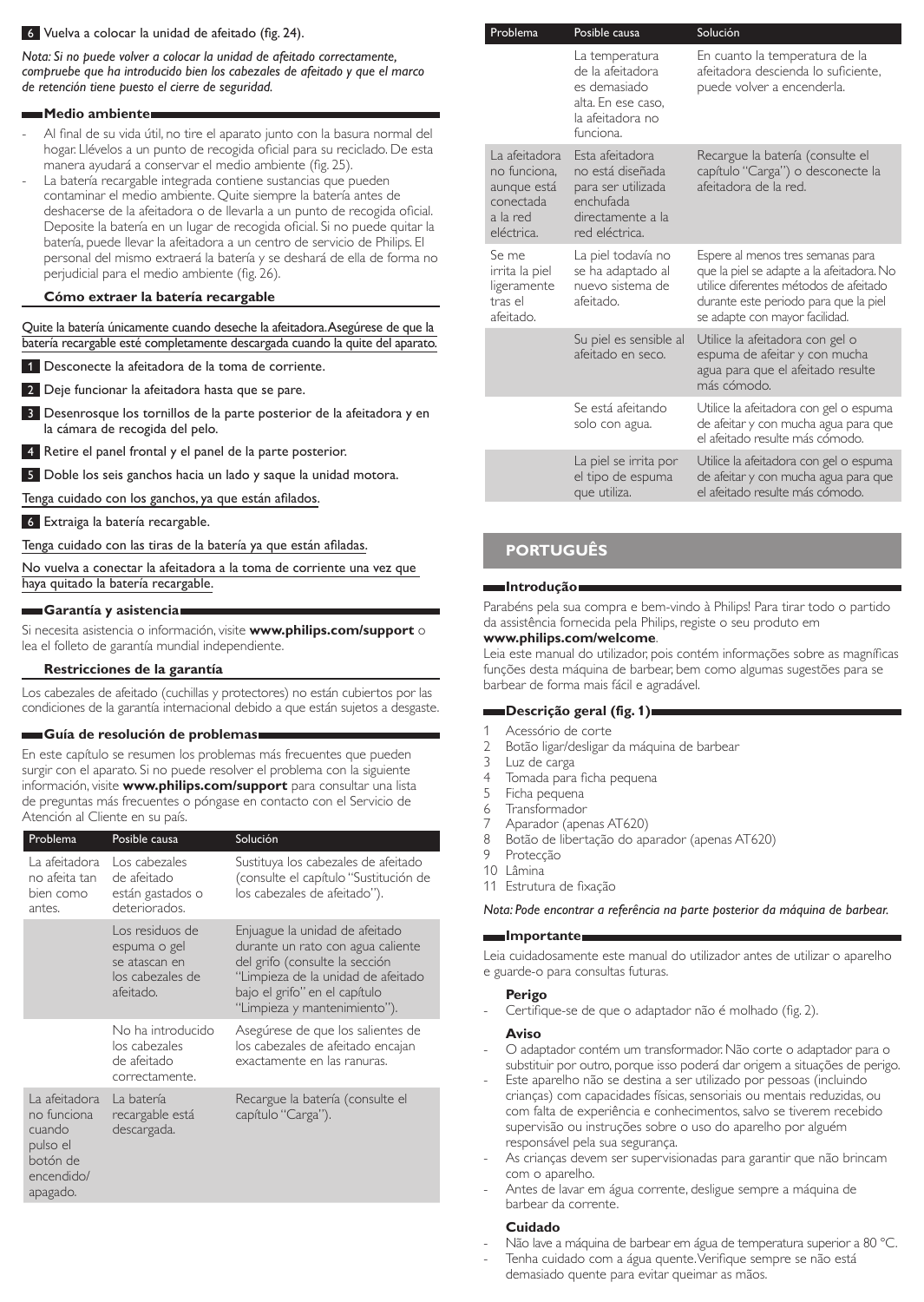6 Vuelva a colocar la unidad de afeitado (fig. 24).

*Nota: Si no puede volver a colocar la unidad de afeitado correctamente, compruebe que ha introducido bien los cabezales de afeitado y que el marco de retención tiene puesto el cierre de seguridad.*

## Medio ambiente

- Al final de su vida útil, no tire el aparato junto con la basura normal del hogar. Llévelos a un punto de recogida oficial para su reciclado. De esta manera ayudará a conservar el medio ambiente (fig. 25).
- La batería recargable integrada contiene sustancias que pueden contaminar el medio ambiente. Quite siempre la batería antes de deshacerse de la afeitadora o de llevarla a un punto de recogida oficial. Deposite la batería en un lugar de recogida oficial. Si no puede quitar la batería, puede llevar la afeitadora a un centro de servicio de Philips. El personal del mismo extraerá la batería y se deshará de ella de forma no perjudicial para el medio ambiente (fig. 26).

### Cómo extraer la batería recargable

Quite la batería únicamente cuando deseche la afeitadora. Asegúrese de que la batería recargable esté completamente descargada cuando la quite del aparato.

1 Desconecte la afeitadora de la toma de corriente.

2 Deje funcionar la afeitadora hasta que se pare.

3 Desenrosque los tornillos de la parte posterior de la afeitadora y en la cámara de recogida del pelo.

4 Retire el panel frontal y el panel de la parte posterior.

5 Doble los seis ganchos hacia un lado y saque la unidad motora.

Tenga cuidado con los ganchos, ya que están afilados.

6 Extraiga la batería recargable.

Tenga cuidado con las tiras de la batería ya que están afiladas.

No vuelva a conectar la afeitadora a la toma de corriente una vez que haya quitado la batería recargable.

## Garantía y asistencia

Si necesita asistencia o información, visite **www.philips.com/support** o lea el folleto de garantía mundial independiente.

### Restricciones de la garantía

Los cabezales de afeitado (cuchillas y protectores) no están cubiertos por las condiciones de la garantía internacional debido a que están sujetos a desgaste.

## Guía de resolución de problemas

En este capítulo se resumen los problemas más frecuentes que pueden surgir con el aparato. Si no puede resolver el problema con la siguiente información, visite **www.philips.com/support** para consultar una lista de preguntas más frecuentes o póngase en contacto con el Servicio de Atención al Cliente en su país.

| Problema | Posible causa | Solución |
|---|---|---|
| La afeitadora no afeita tan bien como antes. | Los cabezales de afeitado están gastados o deteriorados. | Sustituya los cabezales de afeitado (consulte el capítulo "Sustitución de los cabezales de afeitado"). |
| | Los residuos de espuma o gel se atascan en los cabezales de afeitado. | Enjuague la unidad de afeitado durante un rato con agua caliente del grifo (consulte la sección "Limpieza de la unidad de afeitado bajo el grifo" en el capítulo "Limpieza y mantenimiento"). |
| | No ha introducido los cabezales de afeitado correctamente. | Asegúrese de que los salientes de los cabezales de afeitado encajan exactamente en las ranuras. |
| La afeitadora no funciona cuando pulso el botón de encendido/apagado. | La batería recargable está descargada. | Recargue la batería (consulte el capítulo "Carga"). |
| | La temperatura de la afeitadora es demasiado alta. En ese caso, la afeitadora no funciona. | En cuanto la temperatura de la afeitadora descienda lo suficiente, puede volver a encenderla. |
| La afeitadora no funciona, aunque está conectada a la red eléctrica. | Esta afeitadora no está diseñada para ser utilizada enchufada directamente a la red eléctrica. | Recargue la batería (consulte el capítulo "Carga") o desconecte la afeitadora de la red. |
| Se me irrita la piel ligeramente tras el afeitado. | La piel todavía no se ha adaptado al nuevo sistema de afeitado. | Espere al menos tres semanas para que la piel se adapte a la afeitadora. No utilice diferentes métodos de afeitado durante este periodo para que la piel se adapte con mayor facilidad. |
| | Su piel es sensible al afeitado en seco. | Utilice la afeitadora con gel o espuma de afeitar y con mucha agua para que el afeitado resulte más cómodo. |
| | Se está afeitando solo con agua. | Utilice la afeitadora con gel o espuma de afeitar y con mucha agua para que el afeitado resulte más cómodo. |
| | La piel se irrita por el tipo de espuma que utiliza. | Utilice la afeitadora con gel o espuma de afeitar y con mucha agua para que el afeitado resulte más cómodo. |

# PORTUGUÊS

## Introdução

Parabéns pela sua compra e bem-vindo à Philips! Para tirar todo o partido da assistência fornecida pela Philips, registe o seu produto em **www.philips.com/welcome**.

Leia este manual do utilizador, pois contém informações sobre as magníficas funções desta máquina de barbear, bem como algumas sugestões para se barbear de forma mais fácil e agradável.

## Descrição geral (fig. 1)

1. Acessório de corte
2. Botão ligar/desligar da máquina de barbear
3. Luz de carga
4. Tomada para ficha pequena
5. Ficha pequena
6. Transformador
7. Aparador (apenas AT620)
8. Botão de libertação do aparador (apenas AT620)
9. Protecção
10. Lâmina
11. Estrutura de fixação

*Nota: Pode encontrar a referência na parte posterior da máquina de barbear.*

## Importante

Leia cuidadosamente este manual do utilizador antes de utilizar o aparelho e guarde-o para consultas futuras.

### Perigo

- Certifique-se de que o adaptador não é molhado (fig. 2).

### Aviso

- O adaptador contém um transformador. Não corte o adaptador para o substituir por outro, porque isso poderá dar origem a situações de perigo.
- Este aparelho não se destina a ser utilizado por pessoas (incluindo crianças) com capacidades físicas, sensoriais ou mentais reduzidas, ou com falta de experiência e conhecimentos, salvo se tiverem recebido supervisão ou instruções sobre o uso do aparelho por alguém responsável pela sua segurança.
- As crianças devem ser supervisionadas para garantir que não brincam com o aparelho.
- Antes de lavar em água corrente, desligue sempre a máquina de barbear da corrente.

### Cuidado

- Não lave a máquina de barbear em água de temperatura superior a 80 °C.
- Tenha cuidado com a água quente. Verifique sempre se não está demasiado quente para evitar queimar as mãos.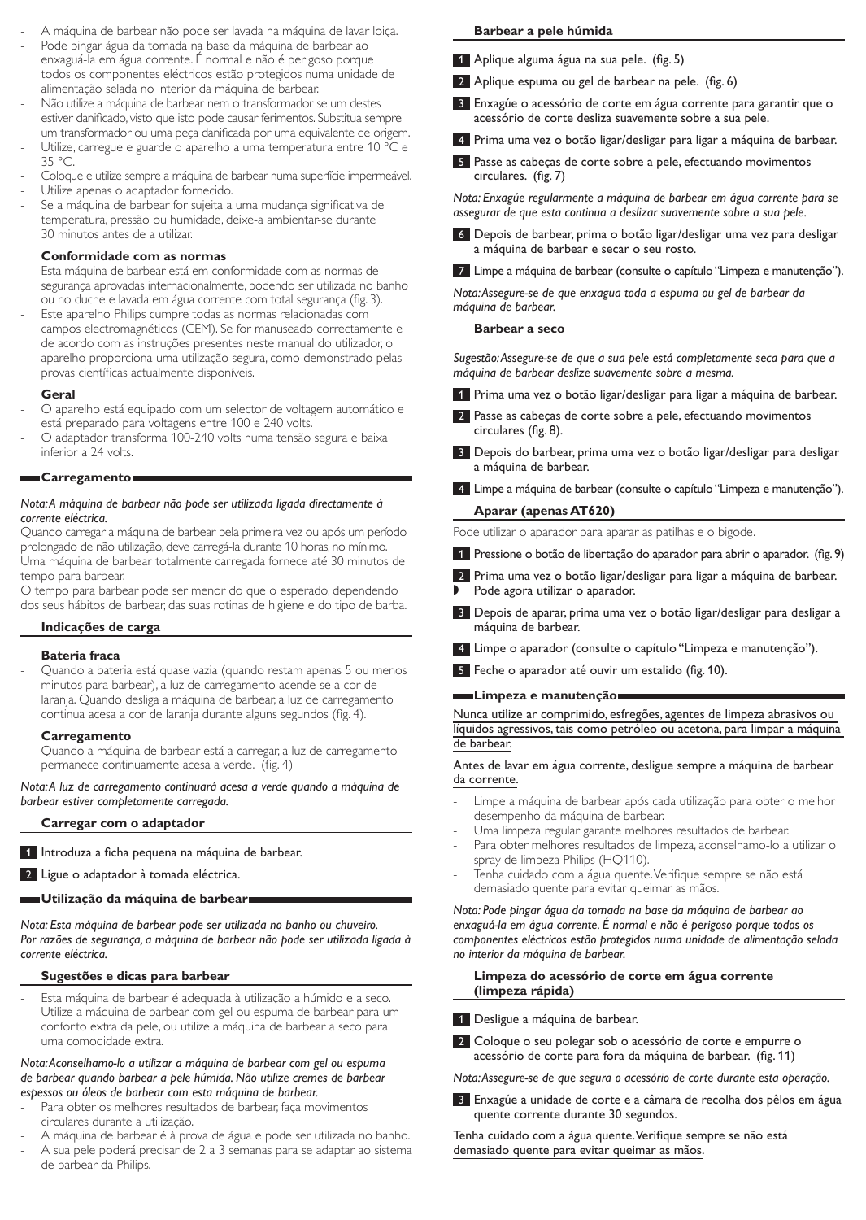- A máquina de barbear não pode ser lavada na máquina de lavar loiça.
- Pode pingar água da tomada na base da máquina de barbear ao enxaguá-la em água corrente. É normal e não é perigoso porque todos os componentes eléctricos estão protegidos numa unidade de alimentação selada no interior da máquina de barbear.
- Não utilize a máquina de barbear nem o transformador se um destes estiver danificado, visto que isto pode causar ferimentos. Substitua sempre um transformador ou uma peça danificada por uma equivalente de origem.
- Utilize, carregue e guarde o aparelho a uma temperatura entre 10 °C e 35 °C.
- Coloque e utilize sempre a máquina de barbear numa superfície impermeável.
- Utilize apenas o adaptador fornecido.
- Se a máquina de barbear for sujeita a uma mudança significativa de temperatura, pressão ou humidade, deixe-a ambientar-se durante 30 minutos antes de a utilizar.

### Conformidade com as normas

- Esta máquina de barbear está em conformidade com as normas de segurança aprovadas internacionalmente, podendo ser utilizada no banho ou no duche e lavada em água corrente com total segurança (fig. 3).
- Este aparelho Philips cumpre todas as normas relacionadas com campos electromagnéticos (CEM). Se for manuseado correctamente e de acordo com as instruções presentes neste manual do utilizador, o aparelho proporciona uma utilização segura, como demonstrado pelas provas científicas actualmente disponíveis.

### Geral

- O aparelho está equipado com um selector de voltagem automático e está preparado para voltagens entre 100 e 240 volts.
- O adaptador transforma 100-240 volts numa tensão segura e baixa inferior a 24 volts.

## Carregamento

*Nota: A máquina de barbear não pode ser utilizada ligada directamente à corrente eléctrica.*

Quando carregar a máquina de barbear pela primeira vez ou após um período prolongado de não utilização, deve carregá-la durante 10 horas, no mínimo. Uma máquina de barbear totalmente carregada fornece até 30 minutos de tempo para barbear.

O tempo para barbear pode ser menor do que o esperado, dependendo dos seus hábitos de barbear, das suas rotinas de higiene e do tipo de barba.

### Indicações de carga

#### Bateria fraca

- Quando a bateria está quase vazia (quando restam apenas 5 ou menos minutos para barbear), a luz de carregamento acende-se a cor de laranja. Quando desliga a máquina de barbear, a luz de carregamento continua acesa a cor de laranja durante alguns segundos (fig. 4).

#### Carregamento

- Quando a máquina de barbear está a carregar, a luz de carregamento permanece continuamente acesa a verde. (fig. 4)

*Nota: A luz de carregamento continuará acesa a verde quando a máquina de barbear estiver completamente carregada.*

### Carregar com o adaptador

1. Introduza a ficha pequena na máquina de barbear.
2. Ligue o adaptador à tomada eléctrica.

## Utilização da máquina de barbear

*Nota: Esta máquina de barbear pode ser utilizada no banho ou chuveiro. Por razões de segurança, a máquina de barbear não pode ser utilizada ligada à corrente eléctrica.*

### Sugestões e dicas para barbear

- Esta máquina de barbear é adequada à utilização a húmido e a seco. Utilize a máquina de barbear com gel ou espuma de barbear para um conforto extra da pele, ou utilize a máquina de barbear a seco para uma comodidade extra.

*Nota: Aconselhamo-lo a utilizar a máquina de barbear com gel ou espuma de barbear quando barbear a pele húmida. Não utilize cremes de barbear espessos ou óleos de barbear com esta máquina de barbear.*

- Para obter os melhores resultados de barbear, faça movimentos circulares durante a utilização.
- A máquina de barbear é à prova de água e pode ser utilizada no banho.
- A sua pele poderá precisar de 2 a 3 semanas para se adaptar ao sistema de barbear da Philips.

### Barbear a pele húmida

1. Aplique alguma água na sua pele. (fig. 5)
2. Aplique espuma ou gel de barbear na pele. (fig. 6)
3. Enxagúe o acessório de corte em água corrente para garantir que o acessório de corte desliza suavemente sobre a sua pele.
4. Prima uma vez o botão ligar/desligar para ligar a máquina de barbear.
5. Passe as cabeças de corte sobre a pele, efectuando movimentos circulares. (fig. 7)

*Nota: Enxagúe regularmente a máquina de barbear em água corrente para se assegurar de que esta continua a deslizar suavemente sobre a sua pele.*

6. Depois de barbear, prima o botão ligar/desligar uma vez para desligar a máquina de barbear e secar o seu rosto.
7. Limpe a máquina de barbear (consulte o capítulo "Limpeza e manutenção").

*Nota: Assegure-se de que enxagua toda a espuma ou gel de barbear da máquina de barbear.*

### Barbear a seco

*Sugestão: Assegure-se de que a sua pele está completamente seca para que a máquina de barbear deslize suavemente sobre a mesma.*

1. Prima uma vez o botão ligar/desligar para ligar a máquina de barbear.
2. Passe as cabeças de corte sobre a pele, efectuando movimentos circulares (fig. 8).
3. Depois do barbear, prima uma vez o botão ligar/desligar para desligar a máquina de barbear.
4. Limpe a máquina de barbear (consulte o capítulo "Limpeza e manutenção").

### Aparar (apenas AT620)

Pode utilizar o aparador para aparar as patilhas e o bigode.

1. Pressione o botão de libertação do aparador para abrir o aparador. (fig. 9)
2. Prima uma vez o botão ligar/desligar para ligar a máquina de barbear.
    - Pode agora utilizar o aparador.
3. Depois de aparar, prima uma vez o botão ligar/desligar para desligar a máquina de barbear.
4. Limpe o aparador (consulte o capítulo "Limpeza e manutenção").
5. Feche o aparador até ouvir um estalido (fig. 10).

## Limpeza e manutenção

Nunca utilize ar comprimido, esfregões, agentes de limpeza abrasivos ou líquidos agressivos, tais como petróleo ou acetona, para limpar a máquina de barbear.

Antes de lavar em água corrente, desligue sempre a máquina de barbear da corrente.

- Limpe a máquina de barbear após cada utilização para obter o melhor desempenho da máquina de barbear.
- Uma limpeza regular garante melhores resultados de barbear.
- Para obter melhores resultados de limpeza, aconselhamo-lo a utilizar o spray de limpeza Philips (HQ110).
- Tenha cuidado com a água quente. Verifique sempre se não está demasiado quente para evitar queimar as mãos.

*Nota: Pode pingar água da tomada na base da máquina de barbear ao enxaguá-la em água corrente. É normal e não é perigoso porque todos os componentes eléctricos estão protegidos numa unidade de alimentação selada no interior da máquina de barbear.*

### Limpeza do acessório de corte em água corrente (limpeza rápida)

1. Desligue a máquina de barbear.
2. Coloque o seu polegar sob o acessório de corte e empurre o acessório de corte para fora da máquina de barbear. (fig. 11)

*Nota: Assegure-se de que segura o acessório de corte durante esta operação.*

3. Enxagúe a unidade de corte e a câmara de recolha dos pêlos em água quente corrente durante 30 segundos.

Tenha cuidado com a água quente. Verifique sempre se não está demasiado quente para evitar queimar as mãos.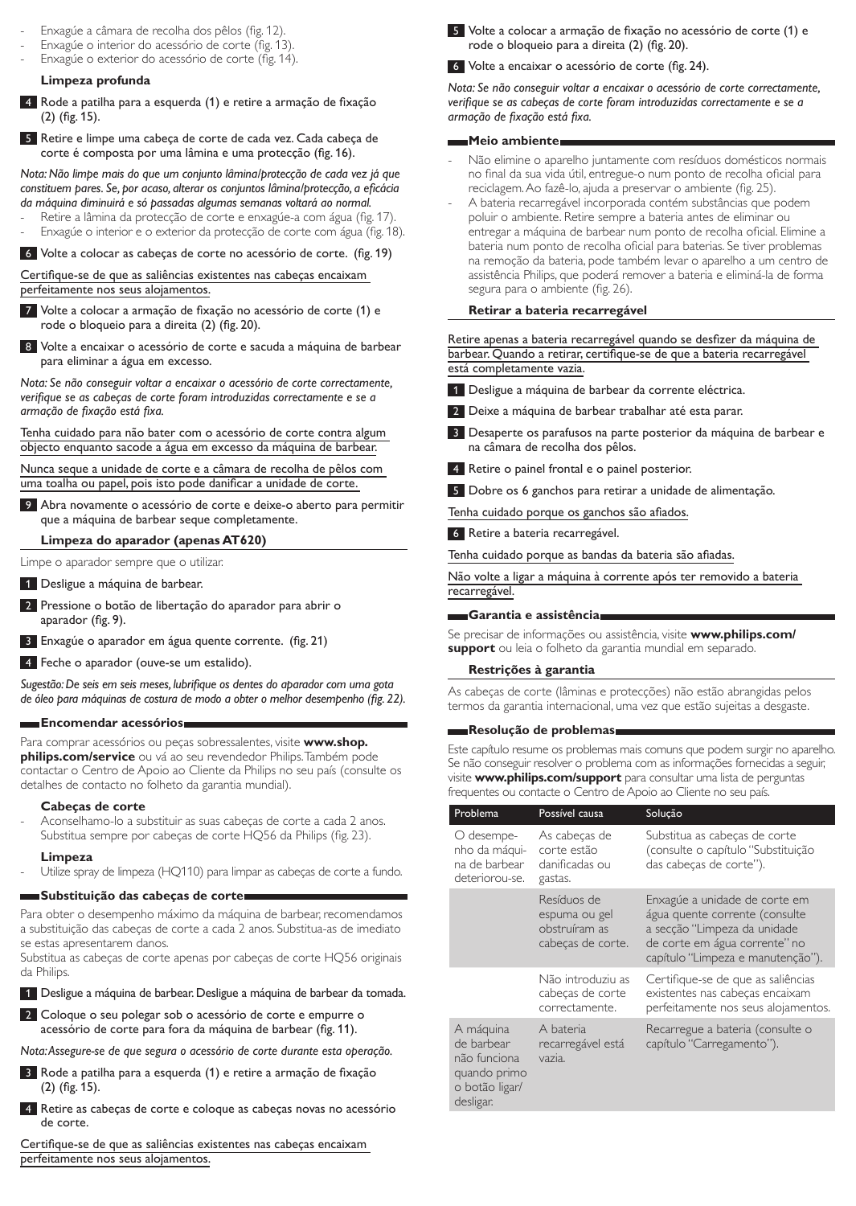- Enxagúe a câmara de recolha dos pêlos (fig. 12).
- Enxagúe o interior do acessório de corte (fig. 13).
- Enxagúe o exterior do acessório de corte (fig. 14).

### Limpeza profunda

4 Rode a patilha para a esquerda (1) e retire a armação de fixação (2) (fig. 15).

5 Retire e limpe uma cabeça de corte de cada vez. Cada cabeça de corte é composta por uma lâmina e uma protecção (fig. 16).

*Nota: Não limpe mais do que um conjunto lâmina/protecção de cada vez já que constituem pares. Se, por acaso, alterar os conjuntos lâmina/protecção, a eficácia da máquina diminuirá e só passadas algumas semanas voltará ao normal.*

- Retire a lâmina da protecção de corte e enxagúe-a com água (fig. 17).
- Enxagúe o interior e o exterior da protecção de corte com água (fig. 18).

6 Volte a colocar as cabeças de corte no acessório de corte. (fig. 19)

Certifique-se de que as saliências existentes nas cabeças encaixam perfeitamente nos seus alojamentos.

7 Volte a colocar a armação de fixação no acessório de corte (1) e rode o bloqueio para a direita (2) (fig. 20).

8 Volte a encaixar o acessório de corte e sacuda a máquina de barbear para eliminar a água em excesso.

*Nota: Se não conseguir voltar a encaixar o acessório de corte correctamente, verifique se as cabeças de corte foram introduzidas correctamente e se a armação de fixação está fixa.*

Tenha cuidado para não bater com o acessório de corte contra algum objecto enquanto sacode a água em excesso da máquina de barbear.

Nunca seque a unidade de corte e a câmara de recolha de pêlos com uma toalha ou papel, pois isto pode danificar a unidade de corte.

9 Abra novamente o acessório de corte e deixe-o aberto para permitir que a máquina de barbear seque completamente.

### Limpeza do aparador (apenas AT620)

Limpe o aparador sempre que o utilizar.

1 Desligue a máquina de barbear.

2 Pressione o botão de libertação do aparador para abrir o aparador (fig. 9).

3 Enxagúe o aparador em água quente corrente. (fig. 21)

4 Feche o aparador (ouve-se um estalido).

*Sugestão: De seis em seis meses, lubrifique os dentes do aparador com uma gota de óleo para máquinas de costura de modo a obter o melhor desempenho (fig. 22).*

## Encomendar acessórios

Para comprar acessórios ou peças sobressalentes, visite **www.shop.philips.com/service** ou vá ao seu revendedor Philips. Também pode contactar o Centro de Apoio ao Cliente da Philips no seu país (consulte os detalhes de contacto no folheto da garantia mundial).

### Cabeças de corte

- Aconselhamo-lo a substituir as suas cabeças de corte a cada 2 anos. Substitua sempre por cabeças de corte HQ56 da Philips (fig. 23).

### Limpeza

- Utilize spray de limpeza (HQ110) para limpar as cabeças de corte a fundo.

## Substituição das cabeças de corte

Para obter o desempenho máximo da máquina de barbear, recomendamos a substituição das cabeças de corte a cada 2 anos. Substitua-as de imediato se estas apresentarem danos.
Substitua as cabeças de corte apenas por cabeças de corte HQ56 originais da Philips.

1 Desligue a máquina de barbear. Desligue a máquina de barbear da tomada.

2 Coloque o seu polegar sob o acessório de corte e empurre o acessório de corte para fora da máquina de barbear (fig. 11).

*Nota: Assegure-se de que segura o acessório de corte durante esta operação.*

3 Rode a patilha para a esquerda (1) e retire a armação de fixação (2) (fig. 15).

4 Retire as cabeças de corte e coloque as cabeças novas no acessório de corte.

Certifique-se de que as saliências existentes nas cabeças encaixam perfeitamente nos seus alojamentos.

5 Volte a colocar a armação de fixação no acessório de corte (1) e rode o bloqueio para a direita (2) (fig. 20).

6 Volte a encaixar o acessório de corte (fig. 24).

*Nota: Se não conseguir voltar a encaixar o acessório de corte correctamente, verifique se as cabeças de corte foram introduzidas correctamente e se a armação de fixação está fixa.*

## Meio ambiente

- Não elimine o aparelho juntamente com resíduos domésticos normais no final da sua vida útil, entregue-o num ponto de recolha oficial para reciclagem. Ao fazê-lo, ajuda a preservar o ambiente (fig. 25).
- A bateria recarregável incorporada contém substâncias que podem poluir o ambiente. Retire sempre a bateria antes de eliminar ou entregar a máquina de barbear num ponto de recolha oficial. Elimine a bateria num ponto de recolha oficial para baterias. Se tiver problemas na remoção da bateria, pode também levar o aparelho a um centro de assistência Philips, que poderá remover a bateria e eliminá-la de forma segura para o ambiente (fig. 26).

### Retirar a bateria recarregável

Retire apenas a bateria recarregável quando se desfizer da máquina de barbear. Quando a retirar, certifique-se de que a bateria recarregável está completamente vazia.

1 Desligue a máquina de barbear da corrente eléctrica.

2 Deixe a máquina de barbear trabalhar até esta parar.

3 Desaperte os parafusos na parte posterior da máquina de barbear e na câmara de recolha dos pêlos.

4 Retire o painel frontal e o painel posterior.

5 Dobre os 6 ganchos para retirar a unidade de alimentação.

Tenha cuidado porque os ganchos são afiados.

6 Retire a bateria recarregável.

Tenha cuidado porque as bandas da bateria são afiadas.

Não volte a ligar a máquina à corrente após ter removido a bateria recarregável.

## Garantia e assistência

Se precisar de informações ou assistência, visite **www.philips.com/support** ou leia o folheto da garantia mundial em separado.

### Restrições à garantia

As cabeças de corte (lâminas e protecções) não estão abrangidas pelos termos da garantia internacional, uma vez que estão sujeitas a desgaste.

## Resolução de problemas

Este capítulo resume os problemas mais comuns que podem surgir no aparelho. Se não conseguir resolver o problema com as informações fornecidas a seguir, visite **www.philips.com/support** para consultar uma lista de perguntas frequentes ou contacte o Centro de Apoio ao Cliente no seu país.

| Problema | Possível causa | Solução |
|---|---|---|
| O desempenho da máquina de barbear deteriorou-se. | As cabeças de corte estão danificadas ou gastas. | Substitua as cabeças de corte (consulte o capítulo "Substituição das cabeças de corte"). |
| | Resíduos de espuma ou gel obstruíram as cabeças de corte. | Enxagúe a unidade de corte em água quente corrente (consulte a secção "Limpeza da unidade de corte em água corrente" no capítulo "Limpeza e manutenção"). |
| | Não introduziu as cabeças de corte correctamente. | Certifique-se de que as saliências existentes nas cabeças encaixam perfeitamente nos seus alojamentos. |
| A máquina de barbear não funciona quando primo o botão ligar/desligar. | A bateria recarregável está vazia. | Recarregue a bateria (consulte o capítulo "Carregamento"). |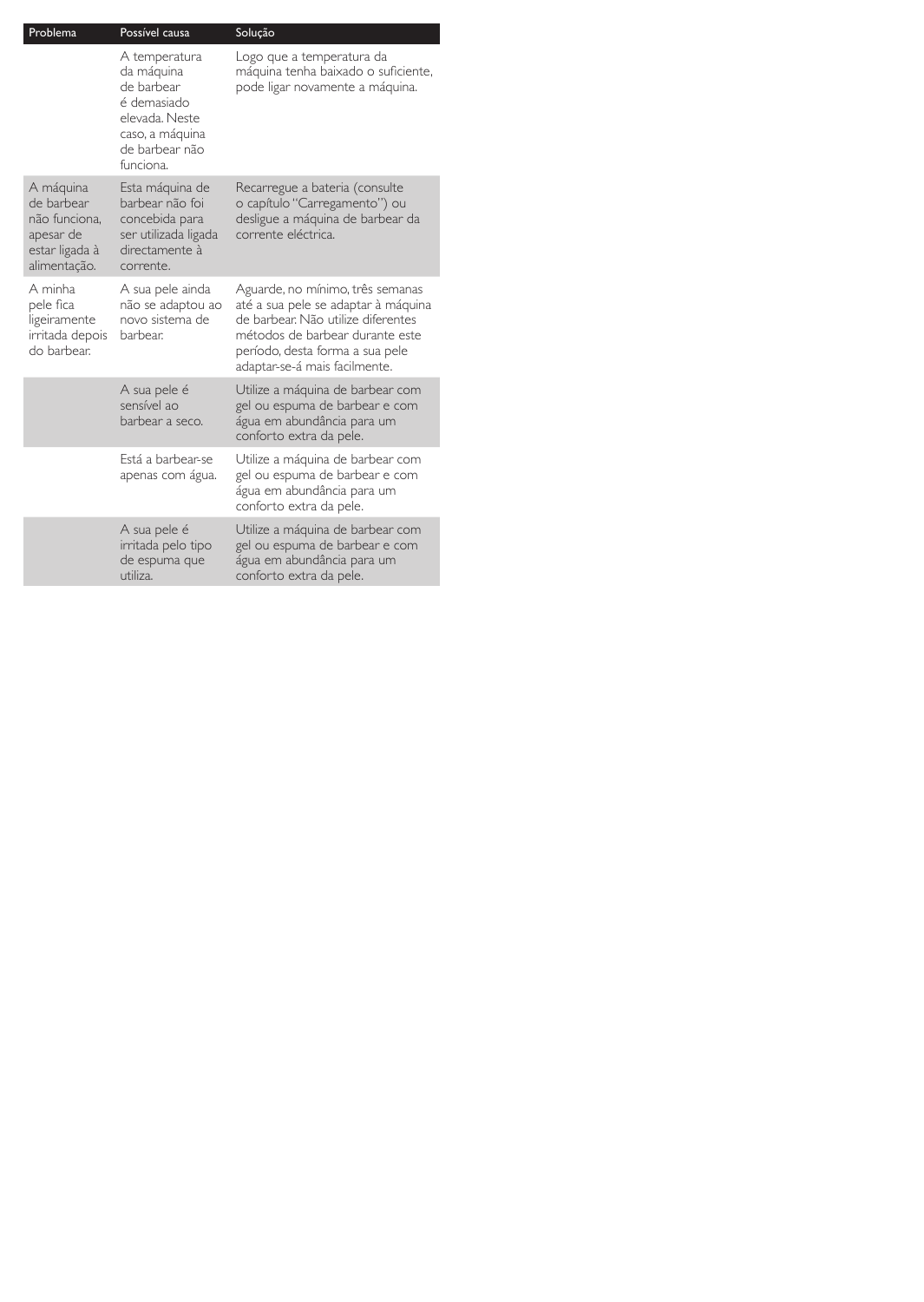| Problema | Possível causa | Solução |
|---|---|---|
| | A temperatura da máquina de barbear é demasiado elevada. Neste caso, a máquina de barbear não funciona. | Logo que a temperatura da máquina tenha baixado o suficiente, pode ligar novamente a máquina. |
| A máquina de barbear não funciona, apesar de estar ligada à alimentação. | Esta máquina de barbear não foi concebida para ser utilizada ligada directamente à corrente. | Recarregue a bateria (consulte o capítulo “Carregamento”) ou desligue a máquina de barbear da corrente eléctrica. |
| A minha pele fica ligeiramente irritada depois do barbear. | A sua pele ainda não se adaptou ao novo sistema de barbear. | Aguarde, no mínimo, três semanas até a sua pele se adaptar à máquina de barbear. Não utilize diferentes métodos de barbear durante este período, desta forma a sua pele adaptar-se-á mais facilmente. |
| | A sua pele é sensível ao barbear a seco. | Utilize a máquina de barbear com gel ou espuma de barbear e com água em abundância para um conforto extra da pele. |
| | Está a barbear-se apenas com água. | Utilize a máquina de barbear com gel ou espuma de barbear e com água em abundância para um conforto extra da pele. |
| | A sua pele é irritada pelo tipo de espuma que utiliza. | Utilize a máquina de barbear com gel ou espuma de barbear e com água em abundância para um conforto extra da pele. |